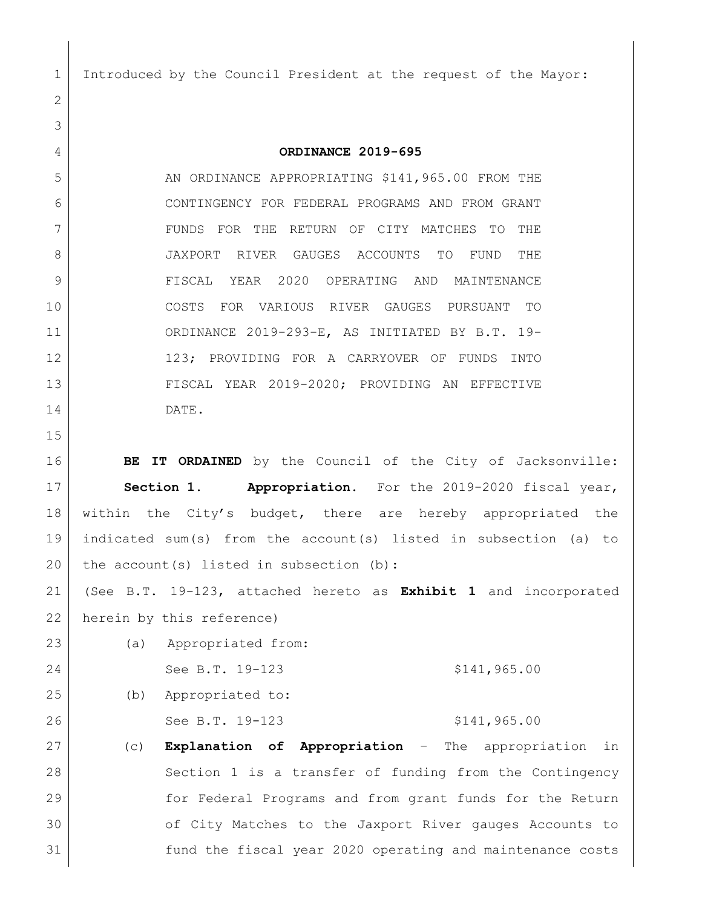Introduced by the Council President at the request of the Mayor:

# ORDINANCE 2019-695

AN ORDINANCE APPROPRIATING $141,965.00 FROM THE CONTINGENCY FOR FEDERAL PROGRAMS AND FROM GRANT FUNDS FOR THE RETURN OF CITY MATCHES TO THE JAXPORT RIVER GAUGES ACCOUNTS TO FUND THE FISCAL YEAR 2020 OPERATING AND MAINTENANCE COSTS FOR VARIOUS RIVER GAUGES PURSUANT TO ORDINANCE 2019-293-E, AS INITIATED BY B.T. 19-123; PROVIDING FOR A CARRYOVER OF FUNDS INTO FISCAL YEAR 2019-2020; PROVIDING AN EFFECTIVE DATE.

**BE IT ORDAINED** by the Council of the City of Jacksonville:

**Section 1. Appropriation.** For the 2019-2020 fiscal year, within the City's budget, there are hereby appropriated the indicated sum(s) from the account(s) listed in subsection (a) to the account(s) listed in subsection (b):

(See B.T. 19-123, attached hereto as **Exhibit 1** and incorporated herein by this reference)

(a) Appropriated from:

See B.T. 19-123 $141,965.00

(b) Appropriated to:

See B.T. 19-123 $141,965.00

(c) **Explanation of Appropriation** – The appropriation in Section 1 is a transfer of funding from the Contingency for Federal Programs and from grant funds for the Return of City Matches to the Jaxport River gauges Accounts to fund the fiscal year 2020 operating and maintenance costs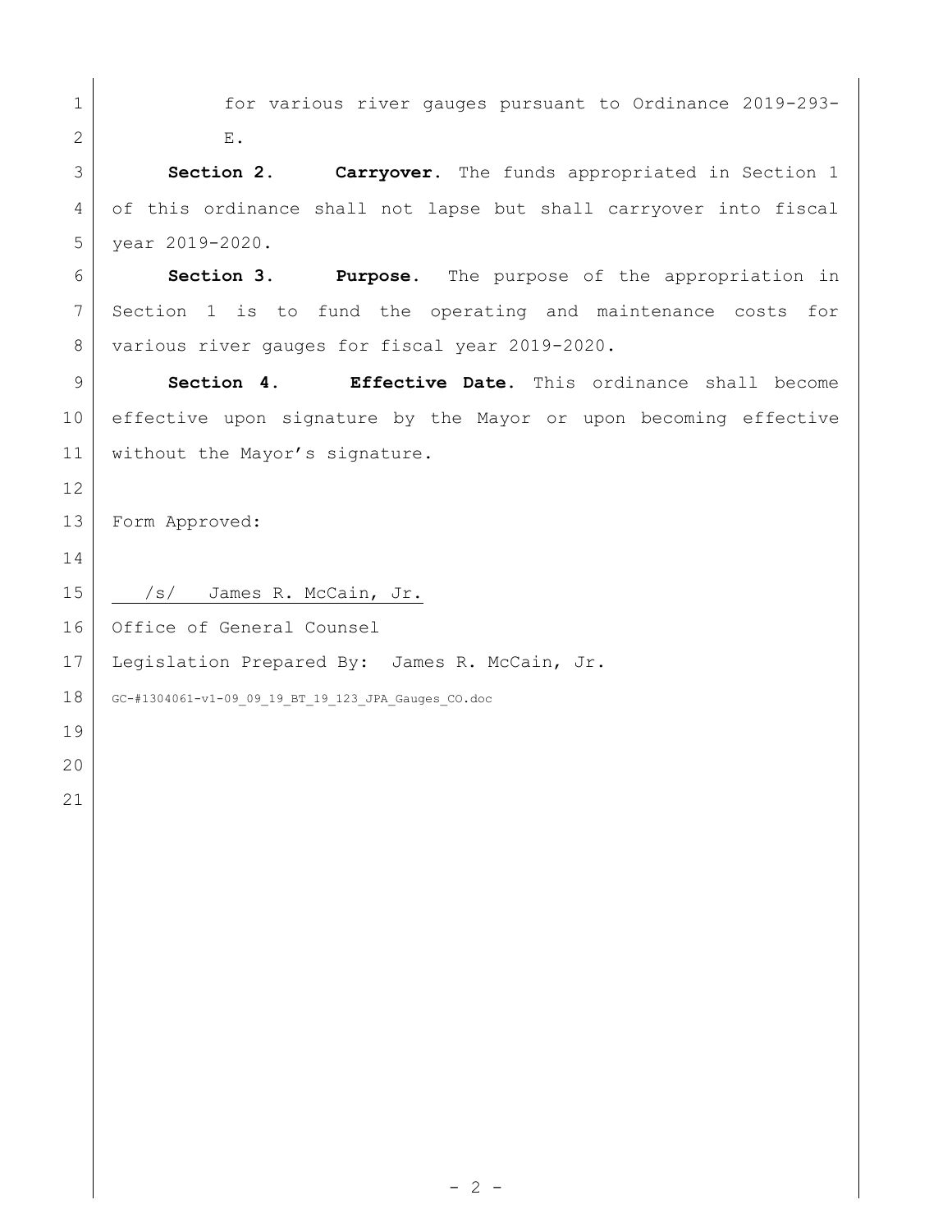for various river gauges pursuant to Ordinance 2019-293-E.

**Section 2. Carryover.** The funds appropriated in Section 1 of this ordinance shall not lapse but shall carryover into fiscal year 2019-2020.

**Section 3. Purpose.** The purpose of the appropriation in Section 1 is to fund the operating and maintenance costs for various river gauges for fiscal year 2019-2020.

**Section 4. Effective Date.** This ordinance shall become effective upon signature by the Mayor or upon becoming effective without the Mayor's signature.

Form Approved:

/s/ James R. McCain, Jr.

Office of General Counsel

Legislation Prepared By: James R. McCain, Jr.

GC-#1304061-v1-09_09_19_BT_19_123_JPA_Gauges_CO.doc